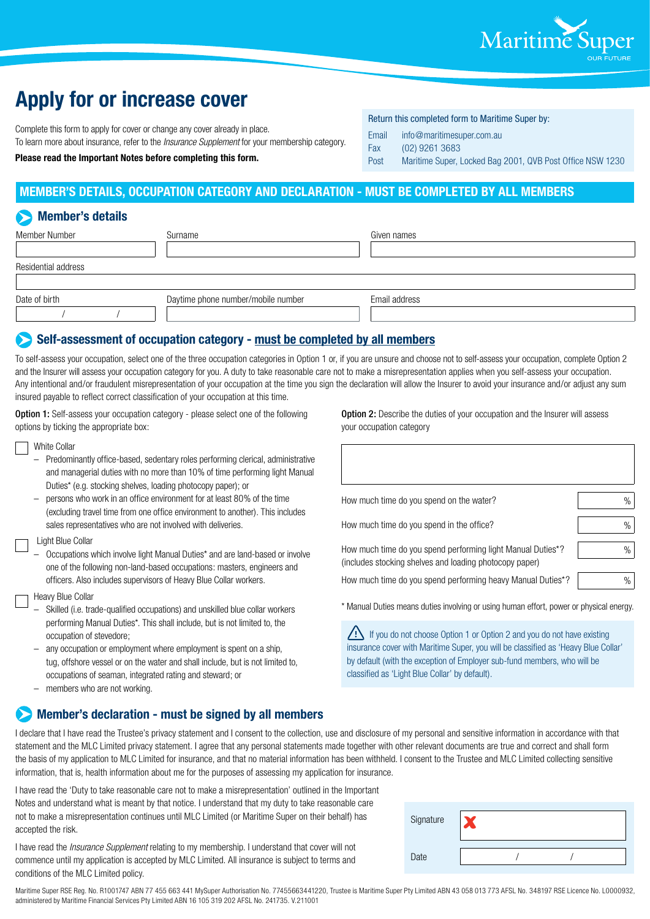Maritime Super
OUR FUTURE

# Apply for or increase cover

Complete this form to apply for cover or change any cover already in place.
To learn more about insurance, refer to the *Insurance Supplement* for your membership category.

**Please read the Important Notes before completing this form.**

Return this completed form to Maritime Super by:

| | |
|---|---|
| Email | info@maritimesuper.com.au |
| Fax | (02) 9261 3683 |
| Post | Maritime Super, Locked Bag 2001, QVB Post Office NSW 1230 |

## MEMBER'S DETAILS, OCCUPATION CATEGORY AND DECLARATION - MUST BE COMPLETED BY ALL MEMBERS

### Member's details

| Member Number | Surname | Given names |
|---|---|---|
| | | |

Residential address

| Date of birth | Daytime phone number/mobile number | Email address |
|---|---|---|
| / / | | |

### Self-assessment of occupation category - must be completed by all members

To self-assess your occupation, select one of the three occupation categories in Option 1 or, if you are unsure and choose not to self-assess your occupation, complete Option 2 and the Insurer will assess your occupation category for you. A duty to take reasonable care not to make a misrepresentation applies when you self-assess your occupation. Any intentional and/or fraudulent misrepresentation of your occupation at the time you sign the declaration will allow the Insurer to avoid your insurance and/or adjust any sum insured payable to reflect correct classification of your occupation at this time.

**Option 1:** Self-assess your occupation category - please select one of the following options by ticking the appropriate box:

☐ White Collar
- Predominantly office-based, sedentary roles performing clerical, administrative and managerial duties with no more than 10% of time performing light Manual Duties* (e.g. stocking shelves, loading photocopy paper); or
- persons who work in an office environment for at least 80% of the time (excluding travel time from one office environment to another). This includes sales representatives who are not involved with deliveries.

☐ Light Blue Collar
- Occupations which involve light Manual Duties* and are land-based or involve one of the following non-land-based occupations: masters, engineers and officers. Also includes supervisors of Heavy Blue Collar workers.

☐ Heavy Blue Collar
- Skilled (i.e. trade-qualified occupations) and unskilled blue collar workers performing Manual Duties*. This shall include, but is not limited to, the occupation of stevedore;
- any occupation or employment where employment is spent on a ship, tug, offshore vessel or on the water and shall include, but is not limited to, occupations of seaman, integrated rating and steward; or
- members who are not working.

**Option 2:** Describe the duties of your occupation and the Insurer will assess your occupation category

| | |
|---|---|
| How much time do you spend on the water? | % |
| How much time do you spend in the office? | % |
| How much time do you spend performing light Manual Duties*? (includes stocking shelves and loading photocopy paper) | % |
| How much time do you spend performing heavy Manual Duties*? | % |

\* Manual Duties means duties involving or using human effort, power or physical energy.

⚠ If you do not choose Option 1 or Option 2 and you do not have existing insurance cover with Maritime Super, you will be classified as 'Heavy Blue Collar' by default (with the exception of Employer sub-fund members, who will be classified as 'Light Blue Collar' by default).

### Member's declaration - must be signed by all members

I declare that I have read the Trustee's privacy statement and I consent to the collection, use and disclosure of my personal and sensitive information in accordance with that statement and the MLC Limited privacy statement. I agree that any personal statements made together with other relevant documents are true and correct and shall form the basis of my application to MLC Limited for insurance, and that no material information has been withheld. I consent to the Trustee and MLC Limited collecting sensitive information, that is, health information about me for the purposes of assessing my application for insurance.

I have read the 'Duty to take reasonable care not to make a misrepresentation' outlined in the Important Notes and understand what is meant by that notice. I understand that my duty to take reasonable care not to make a misrepresentation continues until MLC Limited (or Maritime Super on their behalf) has accepted the risk.

I have read the *Insurance Supplement* relating to my membership. I understand that cover will not commence until my application is accepted by MLC Limited. All insurance is subject to terms and conditions of the MLC Limited policy.

| | |
|---|---|
| Signature | ✗ |
| Date | / / |

Maritime Super RSE Reg. No. R1001747 ABN 77 455 663 441 MySuper Authorisation No. 77455663441220, Trustee is Maritime Super Pty Limited ABN 43 058 013 773 AFSL No. 348197 RSE Licence No. L0000932, administered by Maritime Financial Services Pty Limited ABN 16 105 319 202 AFSL No. 241735. V.211001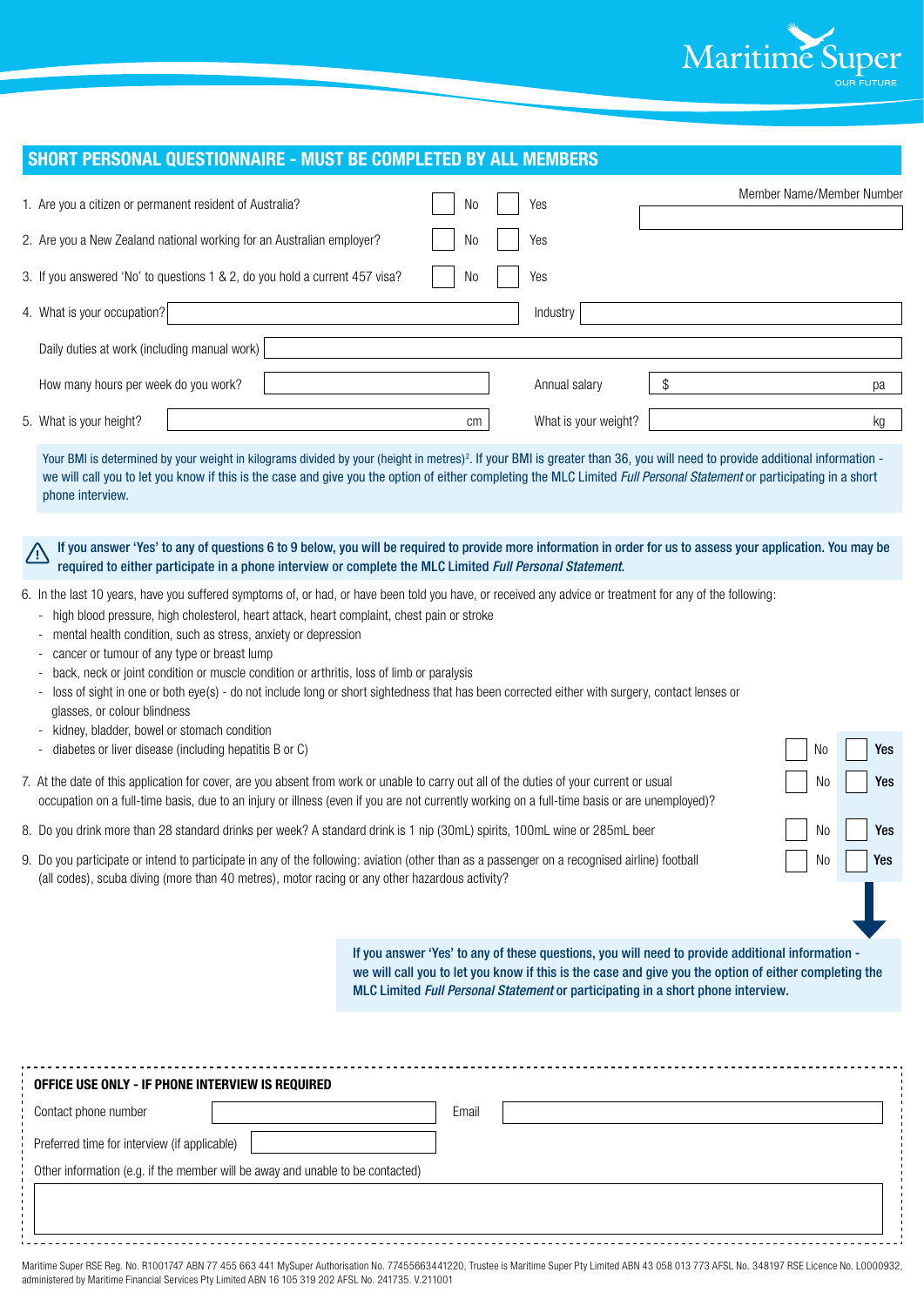Maritime Super
OUR FUTURE

## SHORT PERSONAL QUESTIONNAIRE - MUST BE COMPLETED BY ALL MEMBERS

Member Name/Member Number

1. Are you a citizen or permanent resident of Australia? ☐ No ☐ Yes
2. Are you a New Zealand national working for an Australian employer? ☐ No ☐ Yes
3. If you answered 'No' to questions 1 & 2, do you hold a current 457 visa? ☐ No ☐ Yes
4. What is your occupation? Industry

   Daily duties at work (including manual work)

   How many hours per week do you work? Annual salary $ pa
5. What is your height? cm What is your weight? kg

Your BMI is determined by your weight in kilograms divided by your (height in metres)$^2$. If your BMI is greater than 36, you will need to provide additional information - we will call you to let you know if this is the case and give you the option of either completing the MLC Limited *Full Personal Statement* or participating in a short phone interview.

**If you answer 'Yes' to any of questions 6 to 9 below, you will be required to provide more information in order for us to assess your application. You may be required to either participate in a phone interview or complete the MLC Limited *Full Personal Statement.***

6. In the last 10 years, have you suffered symptoms of, or had, or have been told you have, or received any advice or treatment for any of the following:
   - high blood pressure, high cholesterol, heart attack, heart complaint, chest pain or stroke
   - mental health condition, such as stress, anxiety or depression
   - cancer or tumour of any type or breast lump
   - back, neck or joint condition or muscle condition or arthritis, loss of limb or paralysis
   - loss of sight in one or both eye(s) - do not include long or short sightedness that has been corrected either with surgery, contact lenses or glasses, or colour blindness
   - kidney, bladder, bowel or stomach condition
   - diabetes or liver disease (including hepatitis B or C) ☐ No ☐ **Yes**
7. At the date of this application for cover, are you absent from work or unable to carry out all of the duties of your current or usual occupation on a full-time basis, due to an injury or illness (even if you are not currently working on a full-time basis or are unemployed)? ☐ No ☐ **Yes**
8. Do you drink more than 28 standard drinks per week? A standard drink is 1 nip (30mL) spirits, 100mL wine or 285mL beer ☐ No ☐ **Yes**
9. Do you participate or intend to participate in any of the following: aviation (other than as a passenger on a recognised airline) football (all codes), scuba diving (more than 40 metres), motor racing or any other hazardous activity? ☐ No ☐ **Yes**

**If you answer 'Yes' to any of these questions, you will need to provide additional information - we will call you to let you know if this is the case and give you the option of either completing the MLC Limited *Full Personal Statement* or participating in a short phone interview.**

**OFFICE USE ONLY - IF PHONE INTERVIEW IS REQUIRED**

Contact phone number Email

Preferred time for interview (if applicable)

Other information (e.g. if the member will be away and unable to be contacted)

Maritime Super RSE Reg. No. R1001747 ABN 77 455 663 441 MySuper Authorisation No. 77455663441220, Trustee is Maritime Super Pty Limited ABN 43 058 013 773 AFSL No. 348197 RSE Licence No. L0000932, administered by Maritime Financial Services Pty Limited ABN 16 105 319 202 AFSL No. 241735. V.211001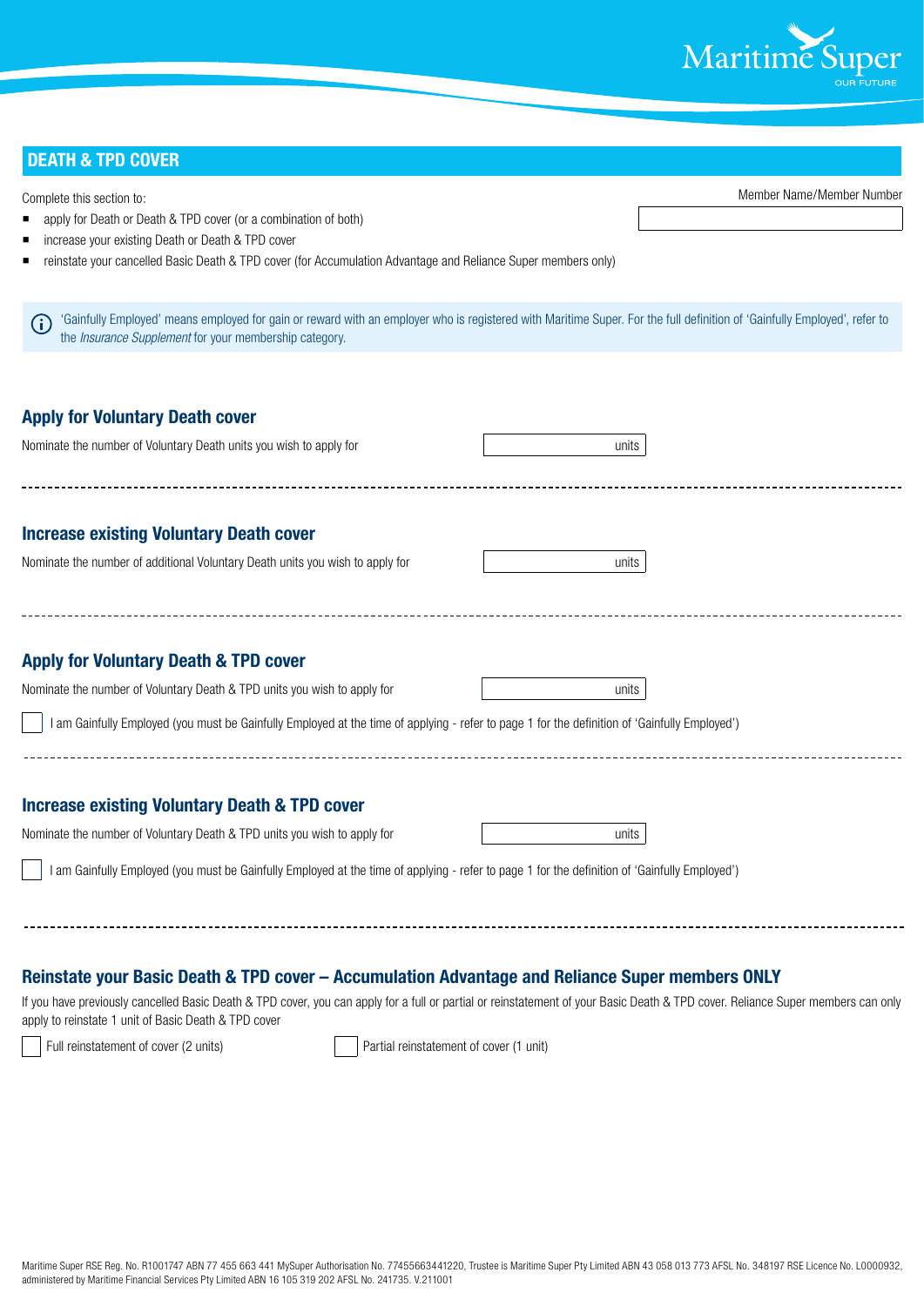## DEATH & TPD COVER

Complete this section to:

- apply for Death or Death & TPD cover (or a combination of both)
- increase your existing Death or Death & TPD cover
- reinstate your cancelled Basic Death & TPD cover (for Accumulation Advantage and Reliance Super members only)

Member Name/Member Number

'Gainfully Employed' means employed for gain or reward with an employer who is registered with Maritime Super. For the full definition of 'Gainfully Employed', refer to the *Insurance Supplement* for your membership category.

### Apply for Voluntary Death cover

Nominate the number of Voluntary Death units you wish to apply for ______ units

---

### Increase existing Voluntary Death cover

Nominate the number of additional Voluntary Death units you wish to apply for ______ units

---

### Apply for Voluntary Death & TPD cover

Nominate the number of Voluntary Death & TPD units you wish to apply for ______ units

☐ I am Gainfully Employed (you must be Gainfully Employed at the time of applying - refer to page 1 for the definition of 'Gainfully Employed')

---

### Increase existing Voluntary Death & TPD cover

Nominate the number of Voluntary Death & TPD units you wish to apply for ______ units

☐ I am Gainfully Employed (you must be Gainfully Employed at the time of applying - refer to page 1 for the definition of 'Gainfully Employed')

---

### Reinstate your Basic Death & TPD cover – Accumulation Advantage and Reliance Super members ONLY

If you have previously cancelled Basic Death & TPD cover, you can apply for a full or partial or reinstatement of your Basic Death & TPD cover. Reliance Super members can only apply to reinstate 1 unit of Basic Death & TPD cover

☐ Full reinstatement of cover (2 units) ☐ Partial reinstatement of cover (1 unit)

Maritime Super RSE Reg. No. R1001747 ABN 77 455 663 441 MySuper Authorisation No. 77455663441220, Trustee is Maritime Super Pty Limited ABN 43 058 013 773 AFSL No. 348197 RSE Licence No. L0000932, administered by Maritime Financial Services Pty Limited ABN 16 105 319 202 AFSL No. 241735. V.211001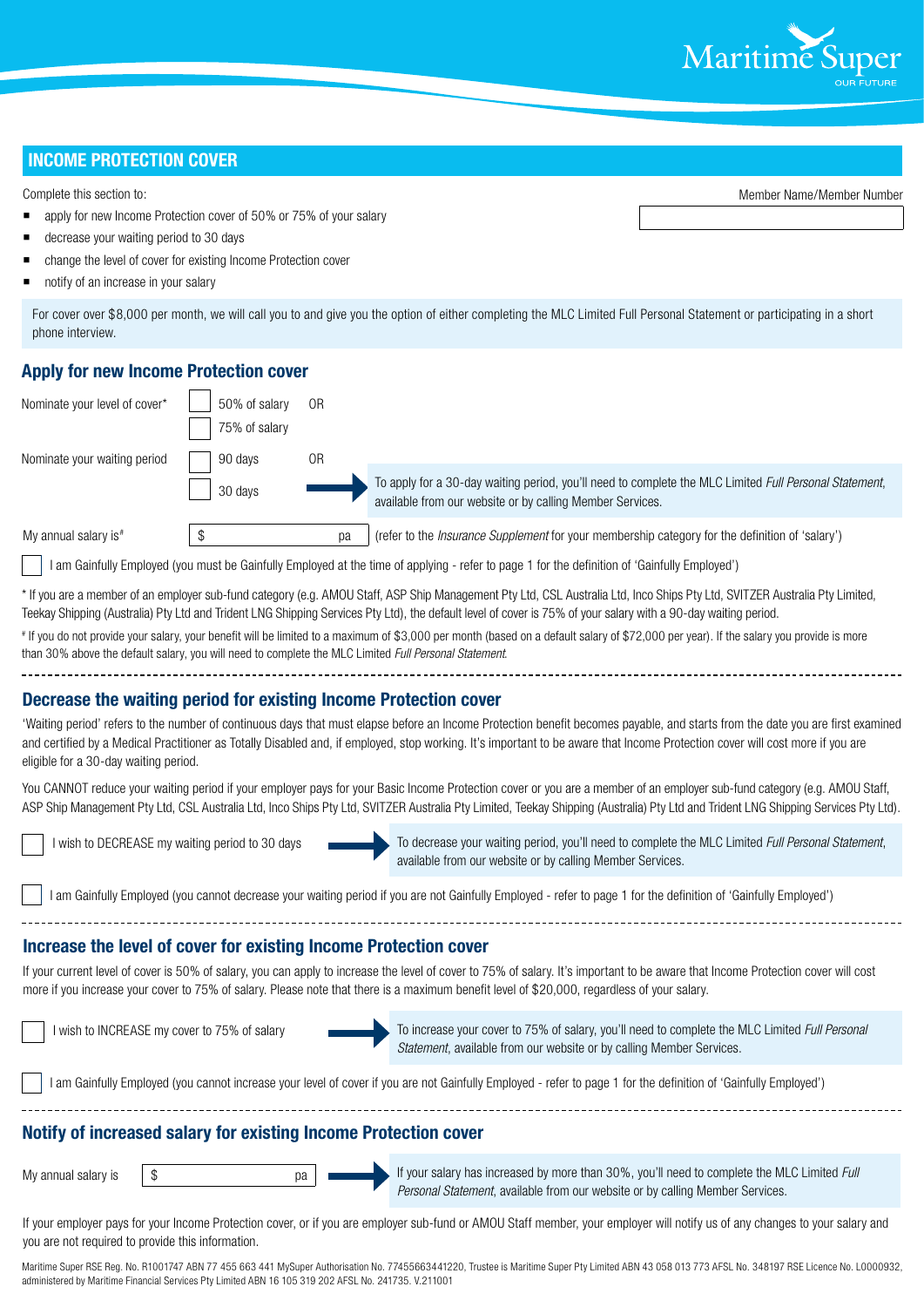## INCOME PROTECTION COVER

Complete this section to:

- apply for new Income Protection cover of 50% or 75% of your salary
- decrease your waiting period to 30 days
- change the level of cover for existing Income Protection cover
- notify of an increase in your salary

Member Name/Member Number

For cover over $8,000 per month, we will call you to and give you the option of either completing the MLC Limited Full Personal Statement or participating in a short phone interview.

### Apply for new Income Protection cover

Nominate your level of cover* ☐ 50% of salary OR ☐ 75% of salary

Nominate your waiting period ☐ 90 days OR ☐ 30 days

To apply for a 30-day waiting period, you'll need to complete the MLC Limited *Full Personal Statement*, available from our website or by calling Member Services.

My annual salary is# $ pa (refer to the *Insurance Supplement* for your membership category for the definition of 'salary')

☐ I am Gainfully Employed (you must be Gainfully Employed at the time of applying - refer to page 1 for the definition of 'Gainfully Employed')

* If you are a member of an employer sub-fund category (e.g. AMOU Staff, ASP Ship Management Pty Ltd, CSL Australia Ltd, Inco Ships Pty Ltd, SVITZER Australia Pty Limited, Teekay Shipping (Australia) Pty Ltd and Trident LNG Shipping Services Pty Ltd), the default level of cover is 75% of your salary with a 90-day waiting period.

# If you do not provide your salary, your benefit will be limited to a maximum of $3,000 per month (based on a default salary of $72,000 per year). If the salary you provide is more than 30% above the default salary, you will need to complete the MLC Limited *Full Personal Statement*.

### Decrease the waiting period for existing Income Protection cover

'Waiting period' refers to the number of continuous days that must elapse before an Income Protection benefit becomes payable, and starts from the date you are first examined and certified by a Medical Practitioner as Totally Disabled and, if employed, stop working. It's important to be aware that Income Protection cover will cost more if you are eligible for a 30-day waiting period.

You CANNOT reduce your waiting period if your employer pays for your Basic Income Protection cover or you are a member of an employer sub-fund category (e.g. AMOU Staff, ASP Ship Management Pty Ltd, CSL Australia Ltd, Inco Ships Pty Ltd, SVITZER Australia Pty Limited, Teekay Shipping (Australia) Pty Ltd and Trident LNG Shipping Services Pty Ltd).

☐ I wish to DECREASE my waiting period to 30 days

To decrease your waiting period, you'll need to complete the MLC Limited *Full Personal Statement*, available from our website or by calling Member Services.

☐ I am Gainfully Employed (you cannot decrease your waiting period if you are not Gainfully Employed - refer to page 1 for the definition of 'Gainfully Employed')

### Increase the level of cover for existing Income Protection cover

If your current level of cover is 50% of salary, you can apply to increase the level of cover to 75% of salary. It's important to be aware that Income Protection cover will cost more if you increase your cover to 75% of salary. Please note that there is a maximum benefit level of $20,000, regardless of your salary.

☐ I wish to INCREASE my cover to 75% of salary

To increase your cover to 75% of salary, you'll need to complete the MLC Limited *Full Personal Statement*, available from our website or by calling Member Services.

☐ I am Gainfully Employed (you cannot increase your level of cover if you are not Gainfully Employed - refer to page 1 for the definition of 'Gainfully Employed')

### Notify of increased salary for existing Income Protection cover

My annual salary is $ pa

If your salary has increased by more than 30%, you'll need to complete the MLC Limited *Full Personal Statement*, available from our website or by calling Member Services.

If your employer pays for your Income Protection cover, or if you are employer sub-fund or AMOU Staff member, your employer will notify us of any changes to your salary and you are not required to provide this information.

Maritime Super RSE Reg. No. R1001747 ABN 77 455 663 441 MySuper Authorisation No. 77455663441220, Trustee is Maritime Super Pty Limited ABN 43 058 013 773 AFSL No. 348197 RSE Licence No. L0000932, administered by Maritime Financial Services Pty Limited ABN 16 105 319 202 AFSL No. 241735. V.211001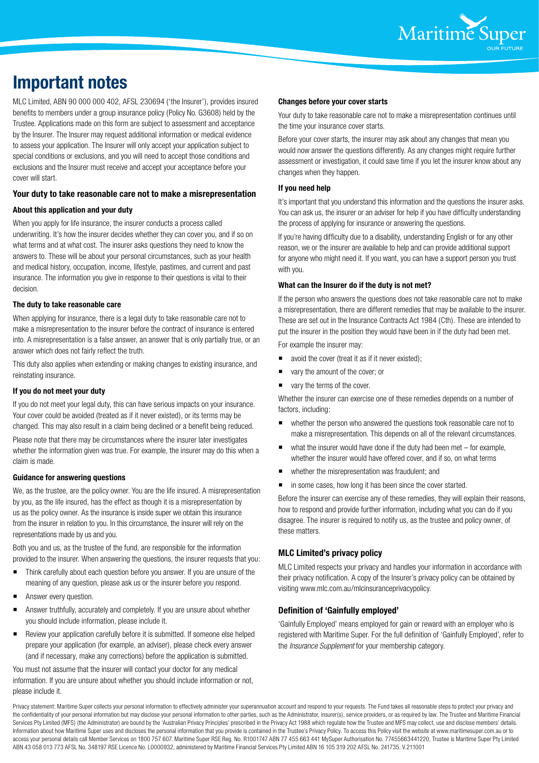# Important notes

MLC Limited, ABN 90 000 000 402, AFSL 230694 ('the Insurer'), provides insured benefits to members under a group insurance policy (Policy No. G3608) held by the Trustee. Applications made on this form are subject to assessment and acceptance by the Insurer. The Insurer may request additional information or medical evidence to assess your application. The Insurer will only accept your application subject to special conditions or exclusions, and you will need to accept those conditions and exclusions and the Insurer must receive and accept your acceptance before your cover will start.

## Your duty to take reasonable care not to make a misrepresentation

### About this application and your duty

When you apply for life insurance, the insurer conducts a process called underwriting. It's how the insurer decides whether they can cover you, and if so on what terms and at what cost. The insurer asks questions they need to know the answers to. These will be about your personal circumstances, such as your health and medical history, occupation, income, lifestyle, pastimes, and current and past insurance. The information you give in response to their questions is vital to their decision.

### The duty to take reasonable care

When applying for insurance, there is a legal duty to take reasonable care not to make a misrepresentation to the insurer before the contract of insurance is entered into. A misrepresentation is a false answer, an answer that is only partially true, or an answer which does not fairly reflect the truth.

This duty also applies when extending or making changes to existing insurance, and reinstating insurance.

### If you do not meet your duty

If you do not meet your legal duty, this can have serious impacts on your insurance. Your cover could be avoided (treated as if it never existed), or its terms may be changed. This may also result in a claim being declined or a benefit being reduced.

Please note that there may be circumstances where the insurer later investigates whether the information given was true. For example, the insurer may do this when a claim is made.

### Guidance for answering questions

We, as the trustee, are the policy owner. You are the life insured. A misrepresentation by you, as the life insured, has the effect as though it is a misrepresentation by us as the policy owner. As the insurance is inside super we obtain this insurance from the insurer in relation to you. In this circumstance, the insurer will rely on the representations made by us and you.

Both you and us, as the trustee of the fund, are responsible for the information provided to the insurer. When answering the questions, the insurer requests that you:

- Think carefully about each question before you answer. If you are unsure of the meaning of any question, please ask us or the insurer before you respond.
- Answer every question.
- Answer truthfully, accurately and completely. If you are unsure about whether you should include information, please include it.
- Review your application carefully before it is submitted. If someone else helped prepare your application (for example, an adviser), please check every answer (and if necessary, make any corrections) before the application is submitted.

You must not assume that the insurer will contact your doctor for any medical information. If you are unsure about whether you should include information or not, please include it.

### Changes before your cover starts

Your duty to take reasonable care not to make a misrepresentation continues until the time your insurance cover starts.

Before your cover starts, the insurer may ask about any changes that mean you would now answer the questions differently. As any changes might require further assessment or investigation, it could save time if you let the insurer know about any changes when they happen.

### If you need help

It's important that you understand this information and the questions the insurer asks. You can ask us, the insurer or an adviser for help if you have difficulty understanding the process of applying for insurance or answering the questions.

If you're having difficulty due to a disability, understanding English or for any other reason, we or the insurer are available to help and can provide additional support for anyone who might need it. If you want, you can have a support person you trust with you.

### What can the Insurer do if the duty is not met?

If the person who answers the questions does not take reasonable care not to make a misrepresentation, there are different remedies that may be available to the insurer. These are set out in the Insurance Contracts Act 1984 (Cth). These are intended to put the insurer in the position they would have been in if the duty had been met.

For example the insurer may:

- avoid the cover (treat it as if it never existed);
- vary the amount of the cover; or
- vary the terms of the cover.

Whether the insurer can exercise one of these remedies depends on a number of factors, including:

- whether the person who answered the questions took reasonable care not to make a misrepresentation. This depends on all of the relevant circumstances.
- what the insurer would have done if the duty had been met – for example, whether the insurer would have offered cover, and if so, on what terms
- whether the misrepresentation was fraudulent; and
- in some cases, how long it has been since the cover started.

Before the insurer can exercise any of these remedies, they will explain their reasons, how to respond and provide further information, including what you can do if you disagree. The insurer is required to notify us, as the trustee and policy owner, of these matters.

## MLC Limited's privacy policy

MLC Limited respects your privacy and handles your information in accordance with their privacy notification. A copy of the Insurer's privacy policy can be obtained by visiting www.mlc.com.au/mlcinsuranceprivacypolicy.

## Definition of 'Gainfully employed'

'Gainfully Employed' means employed for gain or reward with an employer who is registered with Maritime Super. For the full definition of 'Gainfully Employed', refer to the *Insurance Supplement* for your membership category.

Privacy statement: Maritime Super collects your personal information to effectively administer your superannuation account and respond to your requests. The Fund takes all reasonable steps to protect your privacy and the confidentiality of your personal information but may disclose your personal information to other parties, such as the Administrator, insurer(s), service providers, or as required by law. The Trustee and Maritime Financial Services Pty Limited (MFS) (the Administrator) are bound by the 'Australian Privacy Principles' prescribed in the Privacy Act 1988 which regulate how the Trustee and MFS may collect, use and disclose members' details. Information about how Maritime Super uses and discloses the personal information that you provide is contained in the Trustee's Privacy Policy. To access this Policy visit the website at www.maritimesuper.com.au or to access your personal details call Member Services on 1800 757 607. Maritime Super RSE Reg. No. R1001747 ABN 77 455 663 441 MySuper Authorisation No. 77455663441220, Trustee is Maritime Super Pty Limited ABN 43 058 013 773 AFSL No. 348197 RSE Licence No. L0000932, administered by Maritime Financial Services Pty Limited ABN 16 105 319 202 AFSL No. 241735. V.211001